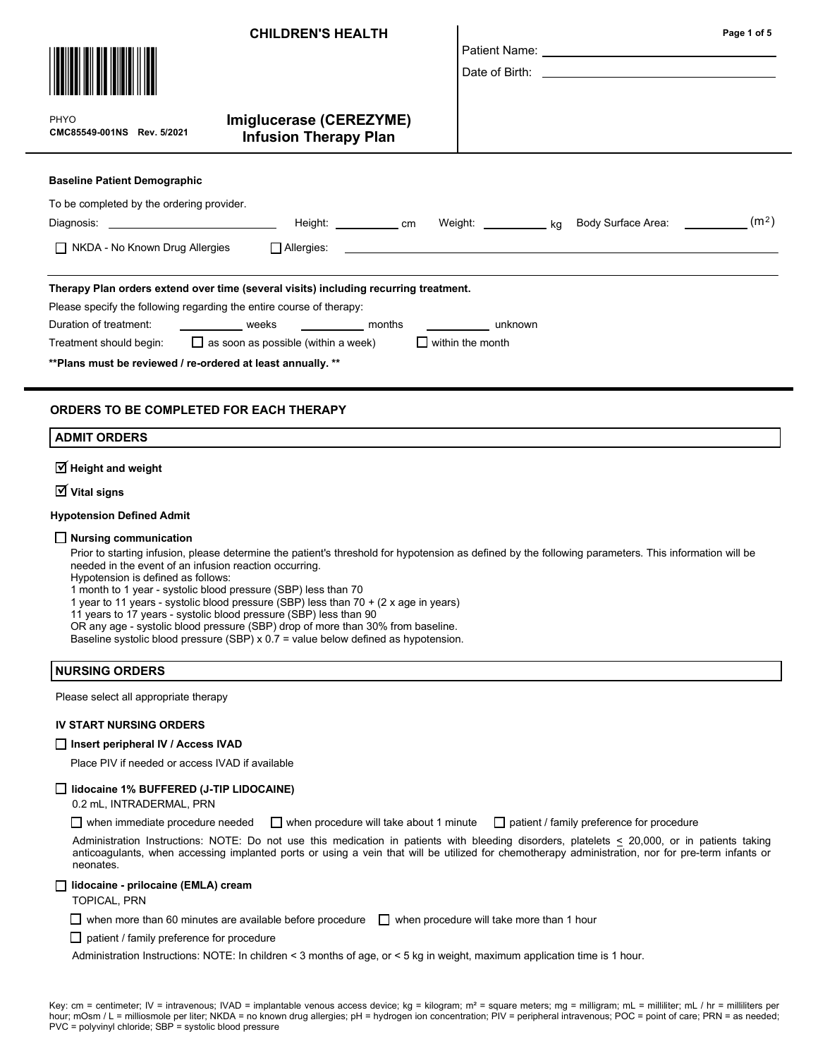**CHILDREN'S HEALTH**

PHYO
**CMC85549-001NS Rev. 5/2021**

# Imiglucerase (CEREZYME) Infusion Therapy Plan

Patient Name: ____________________

Date of Birth: ____________________

**Baseline Patient Demographic**

To be completed by the ordering provider.

Diagnosis: ____________________ Height: __________ cm Weight: __________ kg Body Surface Area: __________ ($m^2$)

☐ NKDA - No Known Drug Allergies ☐ Allergies: ____________________

**Therapy Plan orders extend over time (several visits) including recurring treatment.**

Please specify the following regarding the entire course of therapy:

Duration of treatment: __________ weeks __________ months __________ unknown

Treatment should begin: ☐ as soon as possible (within a week) ☐ within the month

**\*\*Plans must be reviewed / re-ordered at least annually. \*\***

## ORDERS TO BE COMPLETED FOR EACH THERAPY

### ADMIT ORDERS

☑ **Height and weight**

☑ **Vital signs**

**Hypotension Defined Admit**

☐ **Nursing communication**

Prior to starting infusion, please determine the patient's threshold for hypotension as defined by the following parameters. This information will be needed in the event of an infusion reaction occurring.
Hypotension is defined as follows:
1 month to 1 year - systolic blood pressure (SBP) less than 70
1 year to 11 years - systolic blood pressure (SBP) less than 70 + (2 x age in years)
11 years to 17 years - systolic blood pressure (SBP) less than 90
OR any age - systolic blood pressure (SBP) drop of more than 30% from baseline.
Baseline systolic blood pressure (SBP) x 0.7 = value below defined as hypotension.

### NURSING ORDERS

Please select all appropriate therapy

**IV START NURSING ORDERS**

☐ **Insert peripheral IV / Access IVAD**

Place PIV if needed or access IVAD if available

☐ **lidocaine 1% BUFFERED (J-TIP LIDOCAINE)**

0.2 mL, INTRADERMAL, PRN

☐ when immediate procedure needed ☐ when procedure will take about 1 minute ☐ patient / family preference for procedure

Administration Instructions: NOTE: Do not use this medication in patients with bleeding disorders, platelets ≤ 20,000, or in patients taking anticoagulants, when accessing implanted ports or using a vein that will be utilized for chemotherapy administration, nor for pre-term infants or neonates.

☐ **lidocaine - prilocaine (EMLA) cream**

TOPICAL, PRN

☐ when more than 60 minutes are available before procedure ☐ when procedure will take more than 1 hour

☐ patient / family preference for procedure

Administration Instructions: NOTE: In children < 3 months of age, or < 5 kg in weight, maximum application time is 1 hour.

Key: cm = centimeter; IV = intravenous; IVAD = implantable venous access device; kg = kilogram; m² = square meters; mg = milligram; mL = milliliter; mL / hr = milliliters per hour; mOsm / L = milliosmole per liter; NKDA = no known drug allergies; pH = hydrogen ion concentration; PIV = peripheral intravenous; POC = point of care; PRN = as needed; PVC = polyvinyl chloride; SBP = systolic blood pressure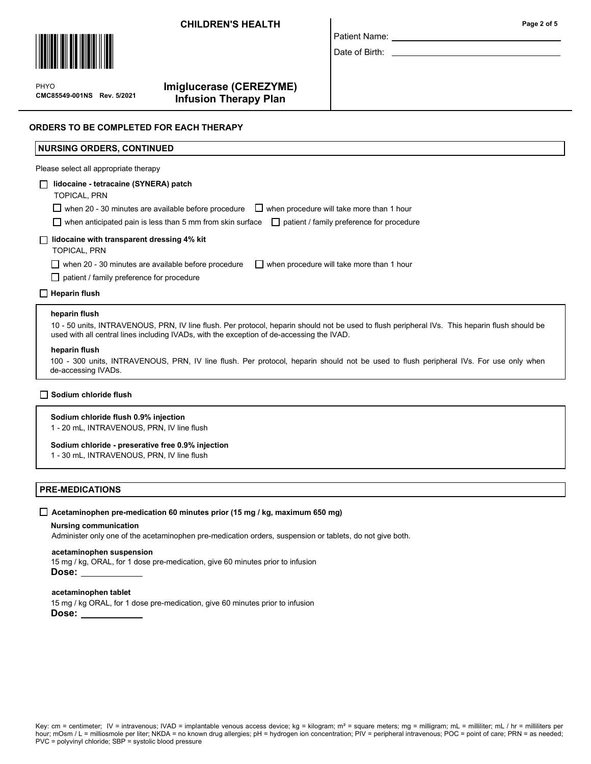CHILDREN'S HEALTH

Patient Name: \_\_\_\_\_\_\_\_\_\_\_\_\_\_\_\_\_\_\_\_

Date of Birth: \_\_\_\_\_\_\_\_\_\_\_\_\_\_\_\_\_\_\_\_

PHYO
**CMC85549-001NS Rev. 5/2021**

# Imiglucerase (CEREZYME) Infusion Therapy Plan

## ORDERS TO BE COMPLETED FOR EACH THERAPY

### NURSING ORDERS, CONTINUED

Please select all appropriate therapy

☐ **lidocaine - tetracaine (SYNERA) patch**
TOPICAL, PRN

☐ when 20 - 30 minutes are available before procedure ☐ when procedure will take more than 1 hour
☐ when anticipated pain is less than 5 mm from skin surface ☐ patient / family preference for procedure

☐ **lidocaine with transparent dressing 4% kit**
TOPICAL, PRN

☐ when 20 - 30 minutes are available before procedure ☐ when procedure will take more than 1 hour
☐ patient / family preference for procedure

☐ **Heparin flush**

**heparin flush**
10 - 50 units, INTRAVENOUS, PRN, IV line flush. Per protocol, heparin should not be used to flush peripheral IVs. This heparin flush should be used with all central lines including IVADs, with the exception of de-accessing the IVAD.

**heparin flush**
100 - 300 units, INTRAVENOUS, PRN, IV line flush. Per protocol, heparin should not be used to flush peripheral IVs. For use only when de-accessing IVADs.

☐ **Sodium chloride flush**

**Sodium chloride flush 0.9% injection**
1 - 20 mL, INTRAVENOUS, PRN, IV line flush

**Sodium chloride - preservative free 0.9% injection**
1 - 30 mL, INTRAVENOUS, PRN, IV line flush

### PRE-MEDICATIONS

☐ **Acetaminophen pre-medication 60 minutes prior (15 mg / kg, maximum 650 mg)**

**Nursing communication**
Administer only one of the acetaminophen pre-medication orders, suspension or tablets, do not give both.

**acetaminophen suspension**
15 mg / kg, ORAL, for 1 dose pre-medication, give 60 minutes prior to infusion
**Dose:** \_\_\_\_\_\_\_\_\_\_

**acetaminophen tablet**
15 mg / kg ORAL, for 1 dose pre-medication, give 60 minutes prior to infusion
**Dose:** \_\_\_\_\_\_\_\_\_\_

Key: cm = centimeter; IV = intravenous; IVAD = implantable venous access device; kg = kilogram; m² = square meters; mg = milligram; mL = milliliter; mL / hr = milliliters per hour; mOsm / L = milliosmole per liter; NKDA = no known drug allergies; pH = hydrogen ion concentration; PIV = peripheral intravenous; POC = point of care; PRN = as needed; PVC = polyvinyl chloride; SBP = systolic blood pressure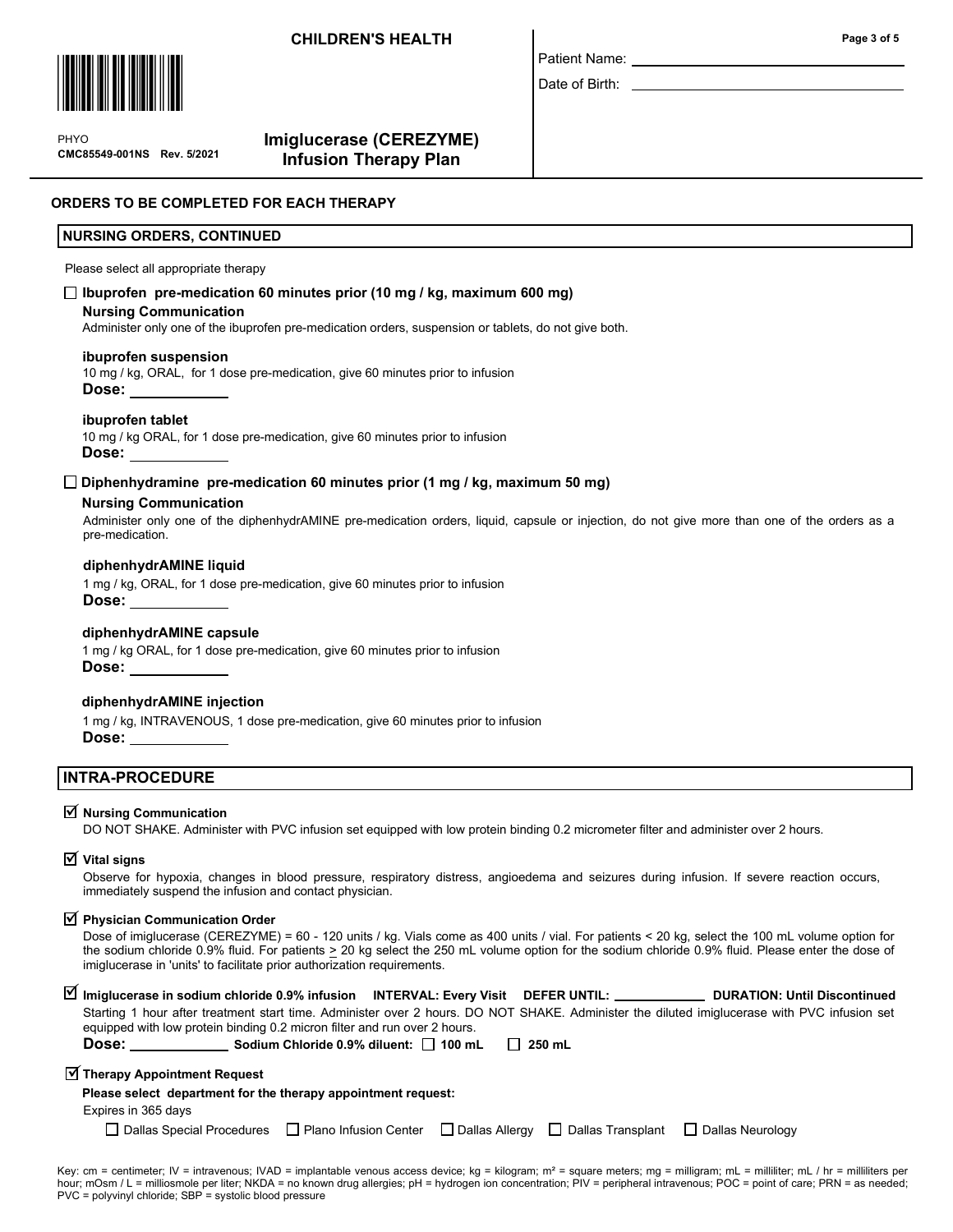CHILDREN'S HEALTH

PHYO
CMC85549-001NS Rev. 5/2021

# Imiglucerase (CEREZYME) Infusion Therapy Plan

Patient Name: ______________________

Date of Birth: ______________________

## ORDERS TO BE COMPLETED FOR EACH THERAPY

### NURSING ORDERS, CONTINUED

Please select all appropriate therapy

☐ **Ibuprofen pre-medication 60 minutes prior (10 mg / kg, maximum 600 mg)**

**Nursing Communication**

Administer only one of the ibuprofen pre-medication orders, suspension or tablets, do not give both.

**ibuprofen suspension**

10 mg / kg, ORAL, for 1 dose pre-medication, give 60 minutes prior to infusion

**Dose:** __________

**ibuprofen tablet**

10 mg / kg ORAL, for 1 dose pre-medication, give 60 minutes prior to infusion

**Dose:** __________

☐ **Diphenhydramine pre-medication 60 minutes prior (1 mg / kg, maximum 50 mg)**

**Nursing Communication**

Administer only one of the diphenhydrAMINE pre-medication orders, liquid, capsule or injection, do not give more than one of the orders as a pre-medication.

**diphenhydrAMINE liquid**

1 mg / kg, ORAL, for 1 dose pre-medication, give 60 minutes prior to infusion

**Dose:** __________

**diphenhydrAMINE capsule**

1 mg / kg ORAL, for 1 dose pre-medication, give 60 minutes prior to infusion

**Dose:** __________

**diphenhydrAMINE injection**

1 mg / kg, INTRAVENOUS, 1 dose pre-medication, give 60 minutes prior to infusion

**Dose:** __________

### INTRA-PROCEDURE

☑ **Nursing Communication**

DO NOT SHAKE. Administer with PVC infusion set equipped with low protein binding 0.2 micrometer filter and administer over 2 hours.

☑ **Vital signs**

Observe for hypoxia, changes in blood pressure, respiratory distress, angioedema and seizures during infusion. If severe reaction occurs, immediately suspend the infusion and contact physician.

☑ **Physician Communication Order**

Dose of imiglucerase (CEREZYME) = 60 - 120 units / kg. Vials come as 400 units / vial. For patients < 20 kg, select the 100 mL volume option for the sodium chloride 0.9% fluid. For patients ≥ 20 kg select the 250 mL volume option for the sodium chloride 0.9% fluid. Please enter the dose of imiglucerase in 'units' to facilitate prior authorization requirements.

☑ **Imiglucerase in sodium chloride 0.9% infusion INTERVAL: Every Visit DEFER UNTIL:** __________ **DURATION: Until Discontinued**

Starting 1 hour after treatment start time. Administer over 2 hours. DO NOT SHAKE. Administer the diluted imiglucerase with PVC infusion set equipped with low protein binding 0.2 micron filter and run over 2 hours.

**Dose:** __________ **Sodium Chloride 0.9% diluent:** ☐ **100 mL** ☐ **250 mL**

☑ **Therapy Appointment Request**

**Please select department for the therapy appointment request:**

Expires in 365 days

☐ Dallas Special Procedures ☐ Plano Infusion Center ☐ Dallas Allergy ☐ Dallas Transplant ☐ Dallas Neurology

Key: cm = centimeter; IV = intravenous; IVAD = implantable venous access device; kg = kilogram; m² = square meters; mg = milligram; mL = milliliter; mL / hr = milliliters per hour; mOsm / L = milliosmole per liter; NKDA = no known drug allergies; pH = hydrogen ion concentration; PIV = peripheral intravenous; POC = point of care; PRN = as needed; PVC = polyvinyl chloride; SBP = systolic blood pressure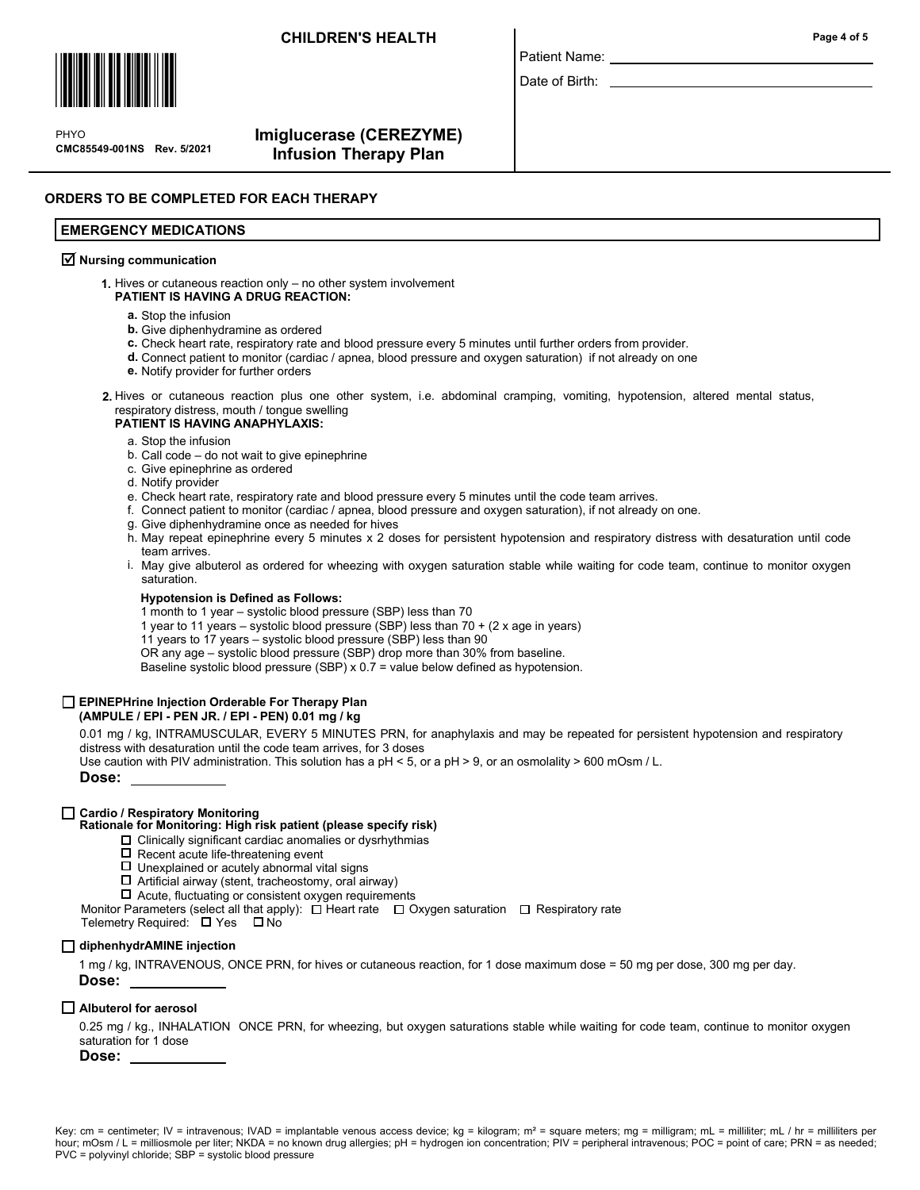**CHILDREN'S HEALTH**

PHYO
CMC85549-001NS Rev. 5/2021

# Imiglucerase (CEREZYME) Infusion Therapy Plan

Patient Name: ______________________

Date of Birth: ______________________

## ORDERS TO BE COMPLETED FOR EACH THERAPY

### EMERGENCY MEDICATIONS

☑ **Nursing communication**

1. Hives or cutaneous reaction only – no other system involvement
   **PATIENT IS HAVING A DRUG REACTION:**
   - **a.** Stop the infusion
   - **b.** Give diphenhydramine as ordered
   - **c.** Check heart rate, respiratory rate and blood pressure every 5 minutes until further orders from provider.
   - **d.** Connect patient to monitor (cardiac / apnea, blood pressure and oxygen saturation) if not already on one
   - **e.** Notify provider for further orders

2. Hives or cutaneous reaction plus one other system, i.e. abdominal cramping, vomiting, hypotension, altered mental status, respiratory distress, mouth / tongue swelling
   **PATIENT IS HAVING ANAPHYLAXIS:**
   - a. Stop the infusion
   - b. Call code – do not wait to give epinephrine
   - c. Give epinephrine as ordered
   - d. Notify provider
   - e. Check heart rate, respiratory rate and blood pressure every 5 minutes until the code team arrives.
   - f. Connect patient to monitor (cardiac / apnea, blood pressure and oxygen saturation), if not already on one.
   - g. Give diphenhydramine once as needed for hives
   - h. May repeat epinephrine every 5 minutes x 2 doses for persistent hypotension and respiratory distress with desaturation until code team arrives.
   - i. May give albuterol as ordered for wheezing with oxygen saturation stable while waiting for code team, continue to monitor oxygen saturation.

   **Hypotension is Defined as Follows:**
   1 month to 1 year – systolic blood pressure (SBP) less than 70
   1 year to 11 years – systolic blood pressure (SBP) less than 70 + (2 x age in years)
   11 years to 17 years – systolic blood pressure (SBP) less than 90
   OR any age – systolic blood pressure (SBP) drop more than 30% from baseline.
   Baseline systolic blood pressure (SBP) x 0.7 = value below defined as hypotension.

☐ **EPINEPHrine Injection Orderable For Therapy Plan (AMPULE / EPI - PEN JR. / EPI - PEN) 0.01 mg / kg**

0.01 mg / kg, INTRAMUSCULAR, EVERY 5 MINUTES PRN, for anaphylaxis and may be repeated for persistent hypotension and respiratory distress with desaturation until the code team arrives, for 3 doses
Use caution with PIV administration. This solution has a pH < 5, or a pH > 9, or an osmolality > 600 mOsm / L.

**Dose:** ____________

☐ **Cardio / Respiratory Monitoring**
**Rationale for Monitoring: High risk patient (please specify risk)**
- ☐ Clinically significant cardiac anomalies or dysrhythmias
- ☐ Recent acute life-threatening event
- ☐ Unexplained or acutely abnormal vital signs
- ☐ Artificial airway (stent, tracheostomy, oral airway)
- ☐ Acute, fluctuating or consistent oxygen requirements

Monitor Parameters (select all that apply): ☐ Heart rate ☐ Oxygen saturation ☐ Respiratory rate
Telemetry Required: ☐ Yes ☐ No

☐ **diphenhydrAMINE injection**

1 mg / kg, INTRAVENOUS, ONCE PRN, for hives or cutaneous reaction, for 1 dose maximum dose = 50 mg per dose, 300 mg per day.

**Dose:** ____________

☐ **Albuterol for aerosol**

0.25 mg / kg., INHALATION ONCE PRN, for wheezing, but oxygen saturations stable while waiting for code team, continue to monitor oxygen saturation for 1 dose

**Dose:** ____________

Key: cm = centimeter; IV = intravenous; IVAD = implantable venous access device; kg = kilogram; m² = square meters; mg = milligram; mL = milliliter; mL / hr = milliliters per hour; mOsm / L = milliosmole per liter; NKDA = no known drug allergies; pH = hydrogen ion concentration; PIV = peripheral intravenous; POC = point of care; PRN = as needed; PVC = polyvinyl chloride; SBP = systolic blood pressure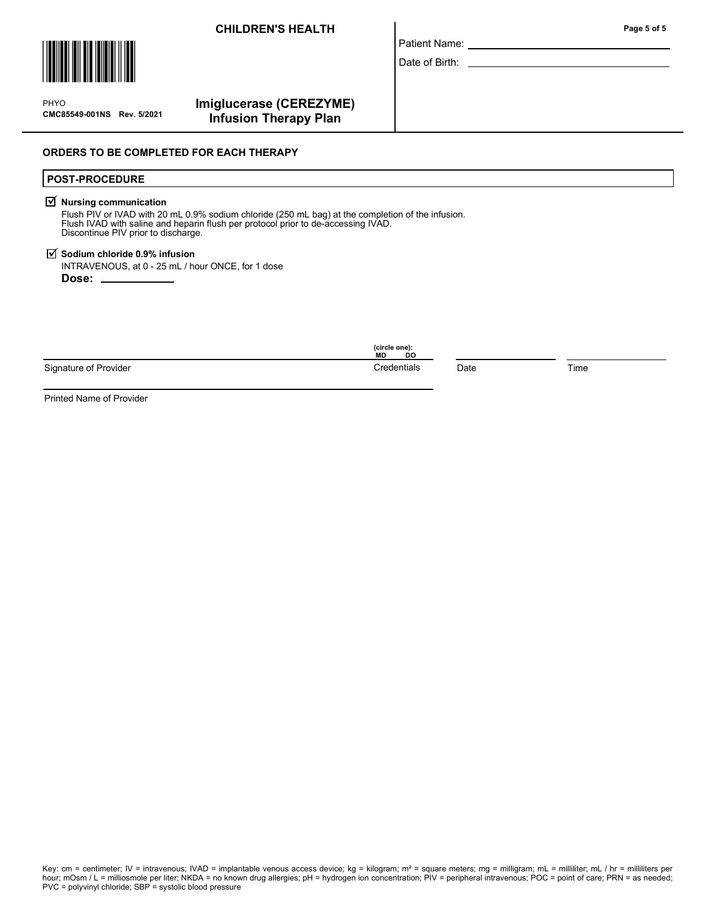**CHILDREN'S HEALTH**

PHYO
**CMC85549-001NS Rev. 5/2021**

# Imiglucerase (CEREZYME) Infusion Therapy Plan

Patient Name: ______________________

Date of Birth: ______________________

## ORDERS TO BE COMPLETED FOR EACH THERAPY

### POST-PROCEDURE

☑ **Nursing communication**
Flush PIV or IVAD with 20 mL 0.9% sodium chloride (250 mL bag) at the completion of the infusion.
Flush IVAD with saline and heparin flush per protocol prior to de-accessing IVAD.
Discontinue PIV prior to discharge.

☑ **Sodium chloride 0.9% infusion**
INTRAVENOUS, at 0 - 25 mL / hour ONCE, for 1 dose
**Dose:** ____________

______________________ (circle one): MD DO ______________________ ______________________
Signature of Provider Credentials Date Time

______________________
Printed Name of Provider

Key: cm = centimeter; IV = intravenous; IVAD = implantable venous access device; kg = kilogram; m² = square meters; mg = milligram; mL = milliliter; mL / hr = milliliters per hour; mOsm / L = milliosmole per liter; NKDA = no known drug allergies; pH = hydrogen ion concentration; PIV = peripheral intravenous; POC = point of care; PRN = as needed; PVC = polyvinyl chloride; SBP = systolic blood pressure